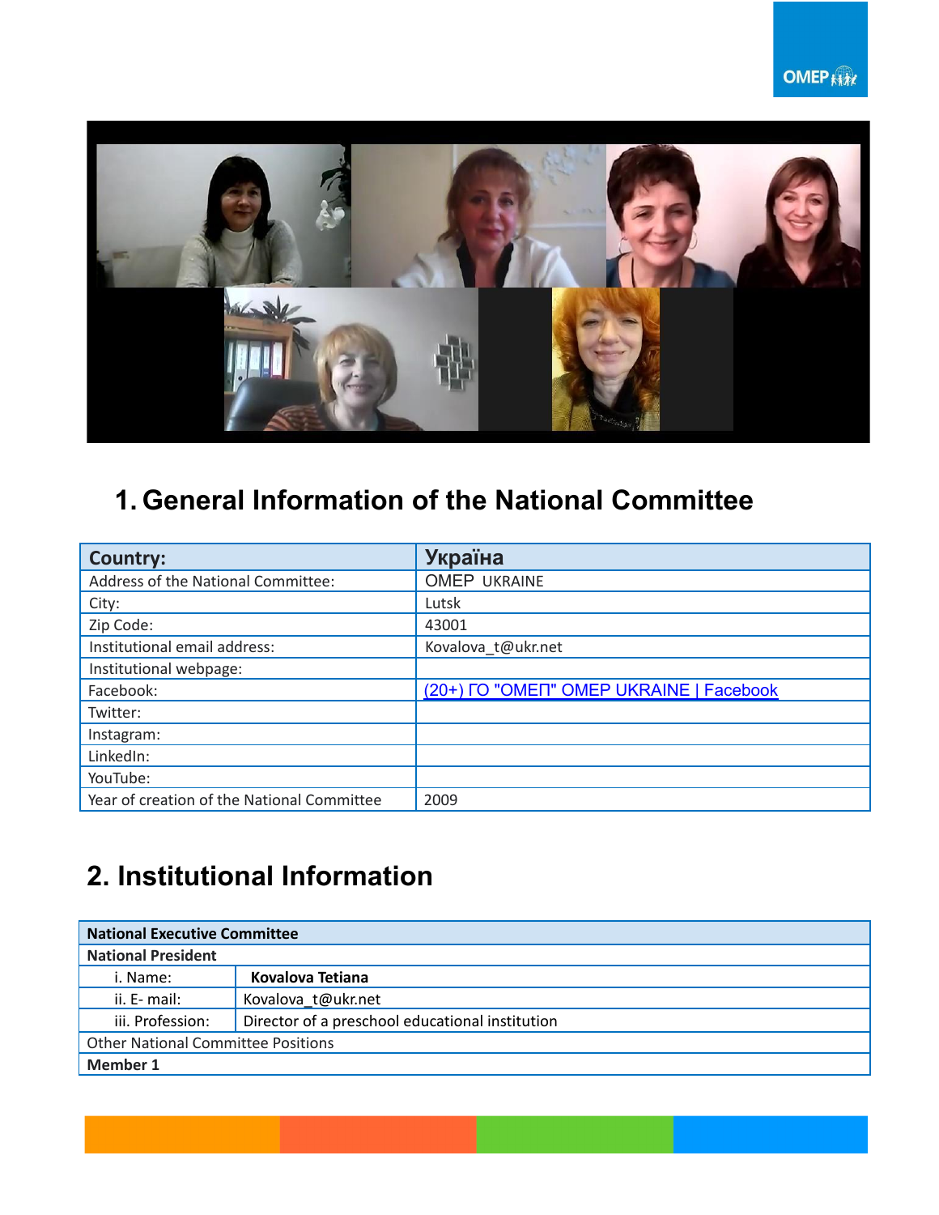# 1. General Information of the National Committee

| Country: | Україна |
|---|---|
| Address of the National Committee: | OMEP UKRAINE |
| City: | Lutsk |
| Zip Code: | 43001 |
| Institutional email address: | Kovalova_t@ukr.net |
| Institutional webpage: | |
| Facebook: | (20+) ГО "ОМЕП" OMEP UKRAINE \| Facebook |
| Twitter: | |
| Instagram: | |
| LinkedIn: | |
| YouTube: | |
| Year of creation of the National Committee | 2009 |

# 2. Institutional Information

| National Executive Committee | |
|---|---|
| **National President** | |
| i. Name: | **Kovalova Tetiana** |
| ii. E- mail: | Kovalova_t@ukr.net |
| iii. Profession: | Director of a preschool educational institution |
| Other National Committee Positions | |
| **Member 1** | |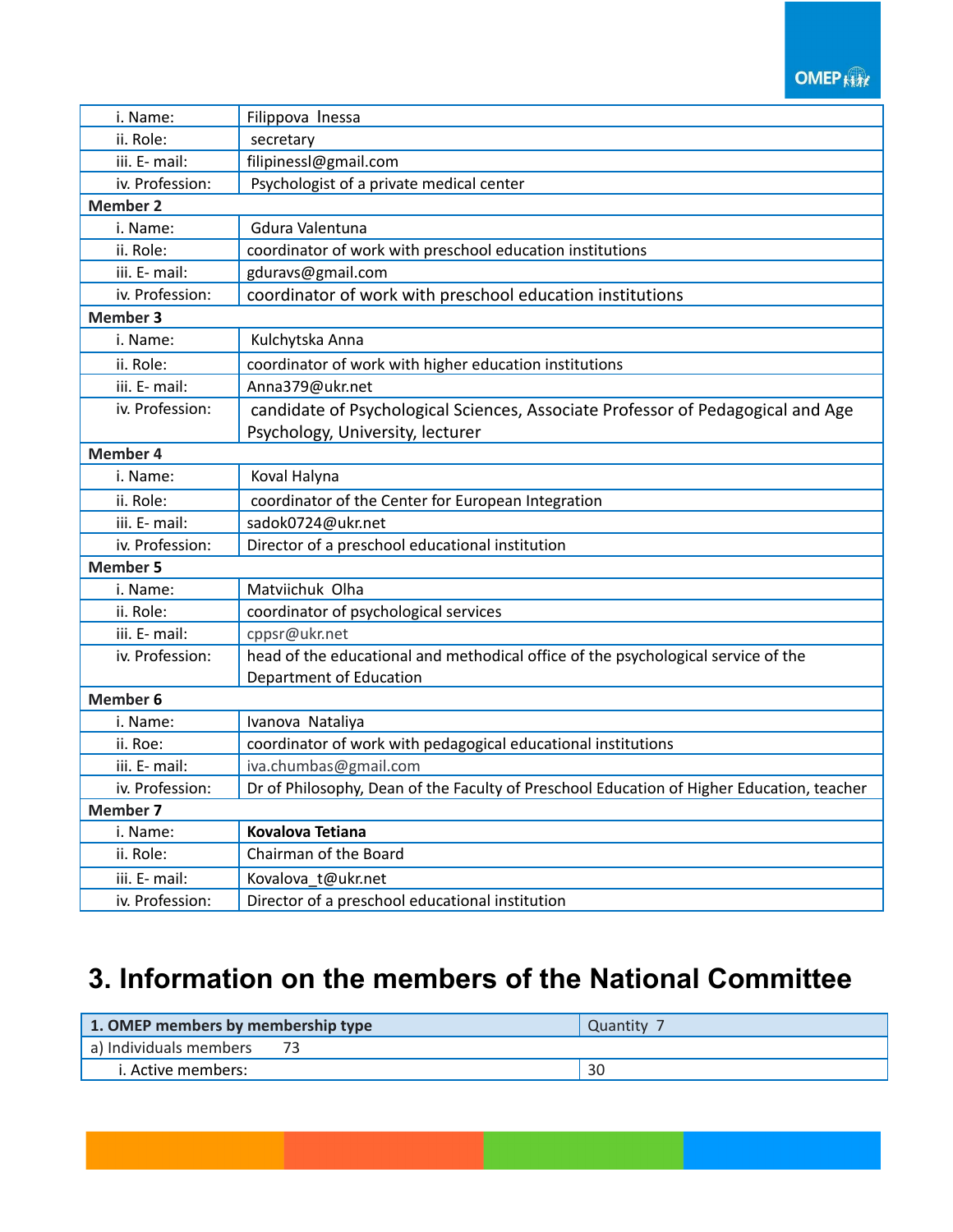| | |
|---|---|
| i. Name: | Filippova Inessa |
| ii. Role: | secretary |
| iii. E- mail: | filipinessl@gmail.com |
| iv. Profession: | Psychologist of a private medical center |
| **Member 2** | |
| i. Name: | Gdura Valentuna |
| ii. Role: | coordinator of work with preschool education institutions |
| iii. E- mail: | gduravs@gmail.com |
| iv. Profession: | coordinator of work with preschool education institutions |
| **Member 3** | |
| i. Name: | Kulchytska Anna |
| ii. Role: | coordinator of work with higher education institutions |
| iii. E- mail: | Anna379@ukr.net |
| iv. Profession: | candidate of Psychological Sciences, Associate Professor of Pedagogical and Age Psychology, University, lecturer |
| **Member 4** | |
| i. Name: | Koval Halyna |
| ii. Role: | coordinator of the Center for European Integration |
| iii. E- mail: | sadok0724@ukr.net |
| iv. Profession: | Director of a preschool educational institution |
| **Member 5** | |
| i. Name: | Matviichuk Olha |
| ii. Role: | coordinator of psychological services |
| iii. E- mail: | cppsr@ukr.net |
| iv. Profession: | head of the educational and methodical office of the psychological service of the Department of Education |
| **Member 6** | |
| i. Name: | Ivanova Nataliya |
| ii. Roe: | coordinator of work with pedagogical educational institutions |
| iii. E- mail: | iva.chumbas@gmail.com |
| iv. Profession: | Dr of Philosophy, Dean of the Faculty of Preschool Education of Higher Education, teacher |
| **Member 7** | |
| i. Name: | **Kovalova Tetiana** |
| ii. Role: | Chairman of the Board |
| iii. E- mail: | Kovalova_t@ukr.net |
| iv. Profession: | Director of a preschool educational institution |

# 3. Information on the members of the National Committee

| **1. OMEP members by membership type** | Quantity 7 |
|---|---|
| a) Individuals members 73 | |
| i. Active members: | 30 |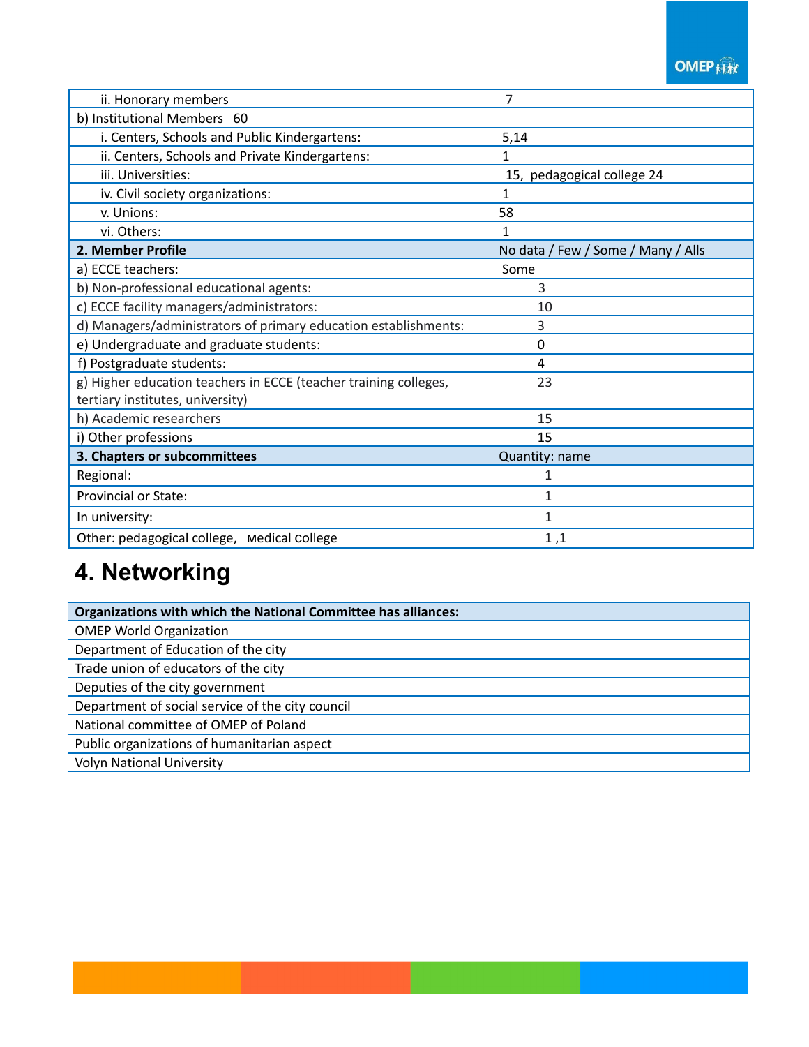| | |
|---|---|
| ii. Honorary members | 7 |
| b) Institutional Members 60 | |
| i. Centers, Schools and Public Kindergartens: | 5,14 |
| ii. Centers, Schools and Private Kindergartens: | 1 |
| iii. Universities: | 15, pedagogical college 24 |
| iv. Civil society organizations: | 1 |
| v. Unions: | 58 |
| vi. Others: | 1 |
| **2. Member Profile** | No data / Few / Some / Many / Alls |
| a) ECCE teachers: | Some |
| b) Non-professional educational agents: | 3 |
| c) ECCE facility managers/administrators: | 10 |
| d) Managers/administrators of primary education establishments: | 3 |
| e) Undergraduate and graduate students: | 0 |
| f) Postgraduate students: | 4 |
| g) Higher education teachers in ECCE (teacher training colleges, tertiary institutes, university) | 23 |
| h) Academic researchers | 15 |
| i) Other professions | 15 |
| **3. Chapters or subcommittees** | Quantity: name |
| Regional: | 1 |
| Provincial or State: | 1 |
| In university: | 1 |
| Other: pedagogical college, Medical college | 1 ,1 |

# 4. Networking

| **Organizations with which the National Committee has alliances:** |
|---|
| OMEP World Organization |
| Department of Education of the city |
| Trade union of educators of the city |
| Deputies of the city government |
| Department of social service of the city council |
| National committee of OMEP of Poland |
| Public organizations of humanitarian aspect |
| Volyn National University |